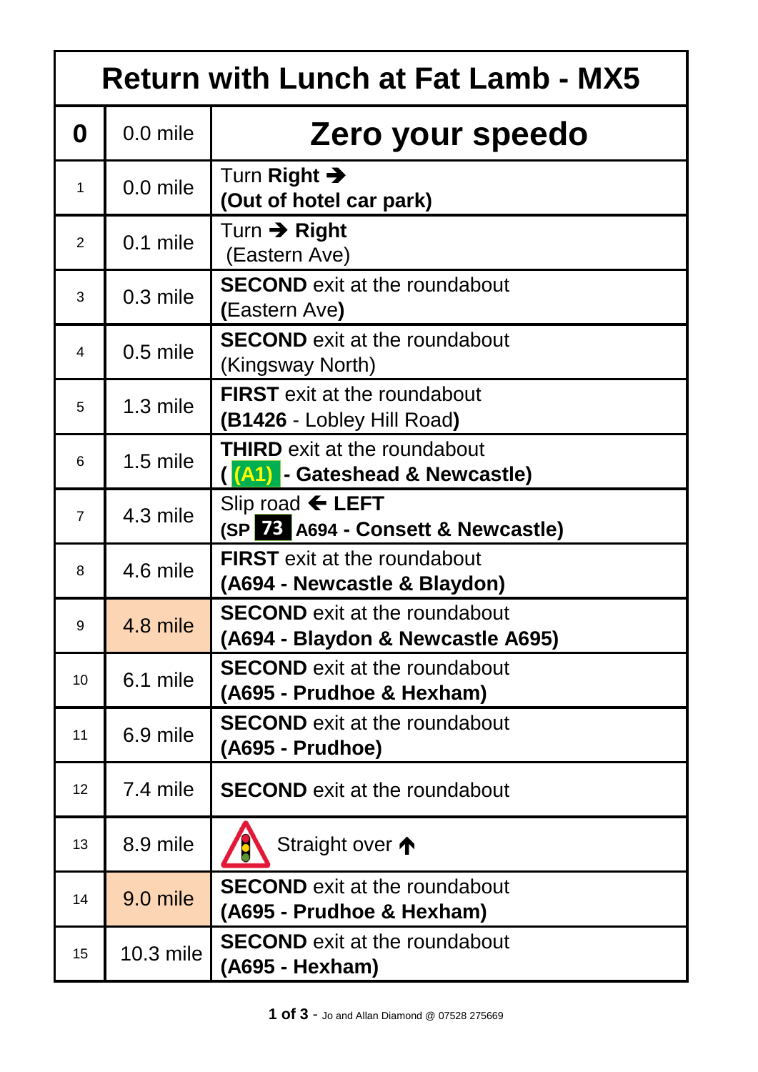# Return with Lunch at Fat Lamb - MX5

| | | |
|---|---|---|
| **0** | 0.0 mile | **Zero your speedo** |
| 1 | 0.0 mile | Turn **Right** ➔ **(Out of hotel car park)** |
| 2 | 0.1 mile | Turn ➔ **Right** (Eastern Ave) |
| 3 | 0.3 mile | **SECOND** exit at the roundabout **(**Eastern Ave**)** |
| 4 | 0.5 mile | **SECOND** exit at the roundabout (Kingsway North) |
| 5 | 1.3 mile | **FIRST** exit at the roundabout **(B1426** - Lobley Hill Road**)** |
| 6 | 1.5 mile | **THIRD** exit at the roundabout **( (A1) - Gateshead & Newcastle)** |
| 7 | 4.3 mile | Slip road 🡐 **LEFT** **(SP 73 A694 - Consett & Newcastle)** |
| 8 | 4.6 mile | **FIRST** exit at the roundabout **(A694 - Newcastle & Blaydon)** |
| 9 | 4.8 mile | **SECOND** exit at the roundabout **(A694 - Blaydon & Newcastle A695)** |
| 10 | 6.1 mile | **SECOND** exit at the roundabout **(A695 - Prudhoe & Hexham)** |
| 11 | 6.9 mile | **SECOND** exit at the roundabout **(A695 - Prudhoe)** |
| 12 | 7.4 mile | **SECOND** exit at the roundabout |
| 13 | 8.9 mile | Straight over 🡑 |
| 14 | 9.0 mile | **SECOND** exit at the roundabout **(A695 - Prudhoe & Hexham)** |
| 15 | 10.3 mile | **SECOND** exit at the roundabout **(A695 - Hexham)** |

Jo and Allan Diamond @ 07528 275669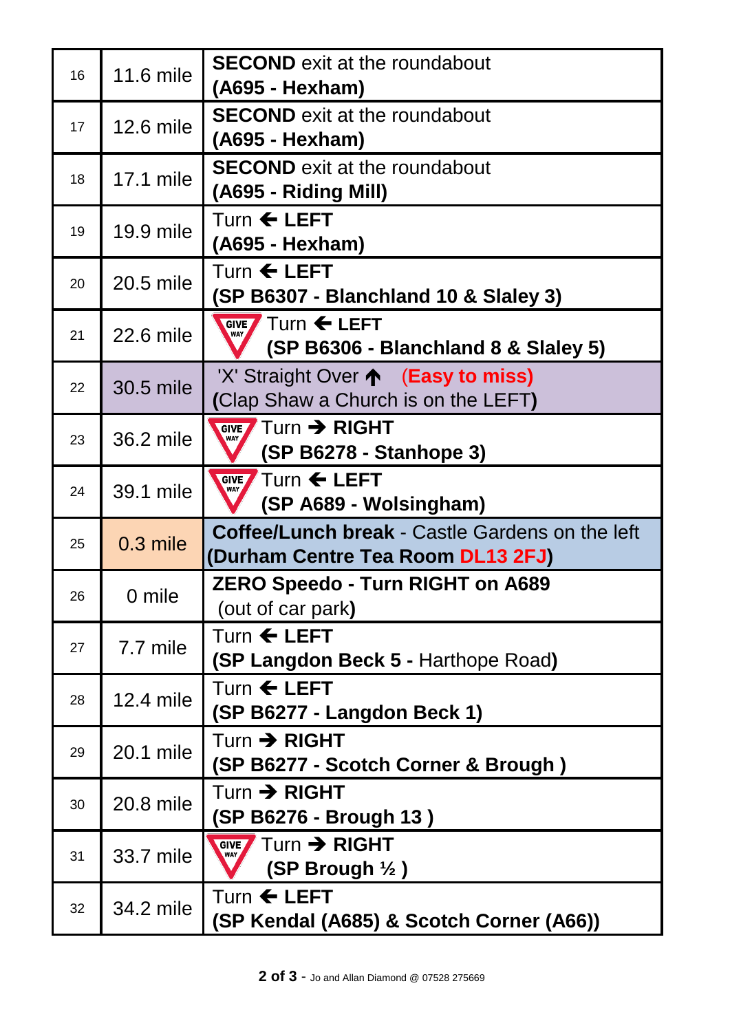| | | |
|---|---|---|
| 16 | 11.6 mile | **SECOND** exit at the roundabout **(A695 - Hexham)** |
| 17 | 12.6 mile | **SECOND** exit at the roundabout **(A695 - Hexham)** |
| 18 | 17.1 mile | **SECOND** exit at the roundabout **(A695 - Riding Mill)** |
| 19 | 19.9 mile | Turn ← **LEFT** **(A695 - Hexham)** |
| 20 | 20.5 mile | Turn ← **LEFT** **(SP B6307 - Blanchland 10 & Slaley 3)** |
| 21 | 22.6 mile | GIVE WAY Turn ← **LEFT** **(SP B6306 - Blanchland 8 & Slaley 5)** |
| 22 | 30.5 mile | 'X' Straight Over ↑ **(Easy to miss)** **(**Clap Shaw a Church is on the LEFT**)** |
| 23 | 36.2 mile | GIVE WAY Turn → **RIGHT** **(SP B6278 - Stanhope 3)** |
| 24 | 39.1 mile | GIVE WAY Turn ← **LEFT** **(SP A689 - Wolsingham)** |
| 25 | 0.3 mile | **Coffee/Lunch break** - Castle Gardens on the left **(Durham Centre Tea Room DL13 2FJ)** |
| 26 | 0 mile | **ZERO Speedo - Turn RIGHT on A689** (out of car park**)** |
| 27 | 7.7 mile | Turn ← **LEFT** **(SP Langdon Beck 5 -** Harthope Road**)** |
| 28 | 12.4 mile | Turn ← **LEFT** **(SP B6277 - Langdon Beck 1)** |
| 29 | 20.1 mile | Turn → **RIGHT** **(SP B6277 - Scotch Corner & Brough )** |
| 30 | 20.8 mile | Turn → **RIGHT** **(SP B6276 - Brough 13 )** |
| 31 | 33.7 mile | GIVE WAY Turn → **RIGHT** **(SP Brough ½ )** |
| 32 | 34.2 mile | Turn ← **LEFT** **(SP Kendal (A685) & Scotch Corner (A66))** |

Jo and Allan Diamond @ 07528 275669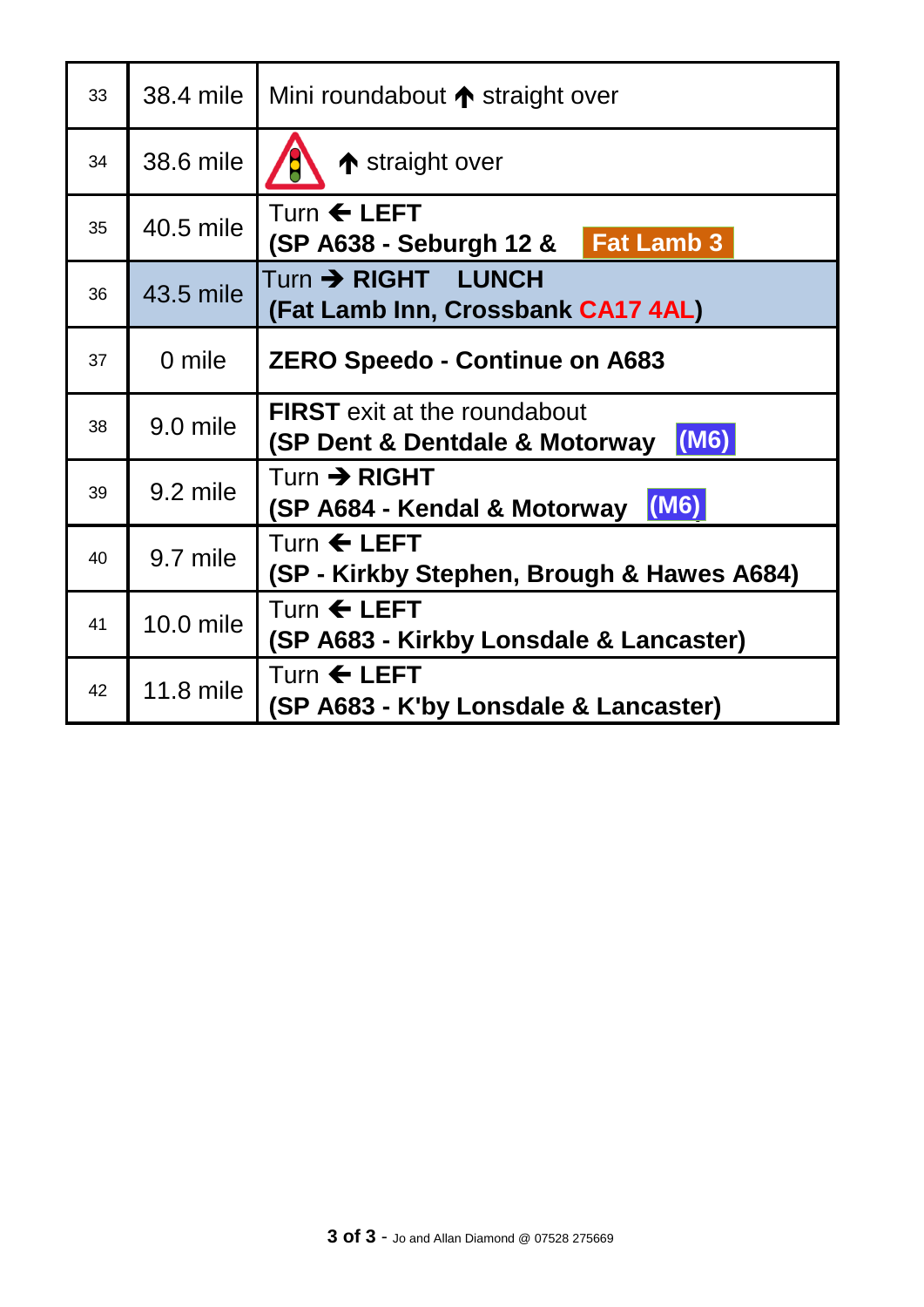| | | |
|---|---|---|
| 33 | 38.4 mile | Mini roundabout ↑ straight over |
| 34 | 38.6 mile | ↑ straight over |
| 35 | 40.5 mile | Turn ← **LEFT**<br>**(SP A638 - Seburgh 12 & Fat Lamb 3** |
| 36 | 43.5 mile | Turn → **RIGHT LUNCH**<br>**(Fat Lamb Inn, Crossbank CA17 4AL)** |
| 37 | 0 mile | **ZERO Speedo - Continue on A683** |
| 38 | 9.0 mile | **FIRST** exit at the roundabout<br>**(SP Dent & Dentdale & Motorway (M6)** |
| 39 | 9.2 mile | Turn → **RIGHT**<br>**(SP A684 - Kendal & Motorway (M6)** |
| 40 | 9.7 mile | Turn ← **LEFT**<br>**(SP - Kirkby Stephen, Brough & Hawes A684)** |
| 41 | 10.0 mile | Turn ← **LEFT**<br>**(SP A683 - Kirkby Lonsdale & Lancaster)** |
| 42 | 11.8 mile | Turn ← **LEFT**<br>**(SP A683 - K'by Lonsdale & Lancaster)** |

Jo and Allan Diamond @ 07528 275669